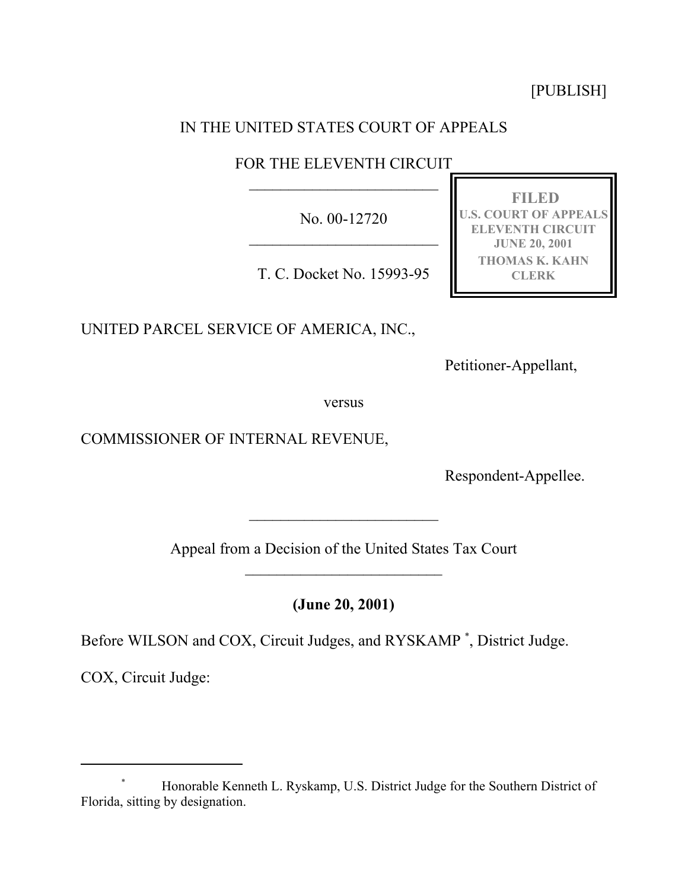[PUBLISH]

IN THE UNITED STATES COURT OF APPEALS

FOR THE ELEVENTH CIRCUIT

---

No. 00-12720

---

T. C. Docket No. 15993-95

**FILED**
**U.S. COURT OF APPEALS**
**ELEVENTH CIRCUIT**
**JUNE 20, 2001**
**THOMAS K. KAHN**
**CLERK**

UNITED PARCEL SERVICE OF AMERICA, INC.,

Petitioner-Appellant,

versus

COMMISSIONER OF INTERNAL REVENUE,

Respondent-Appellee.

---

Appeal from a Decision of the United States Tax Court

---

**(June 20, 2001)**

Before WILSON and COX, Circuit Judges, and RYSKAMP [*], District Judge.

COX, Circuit Judge:

---

[*] Honorable Kenneth L. Ryskamp, U.S. District Judge for the Southern District of Florida, sitting by designation.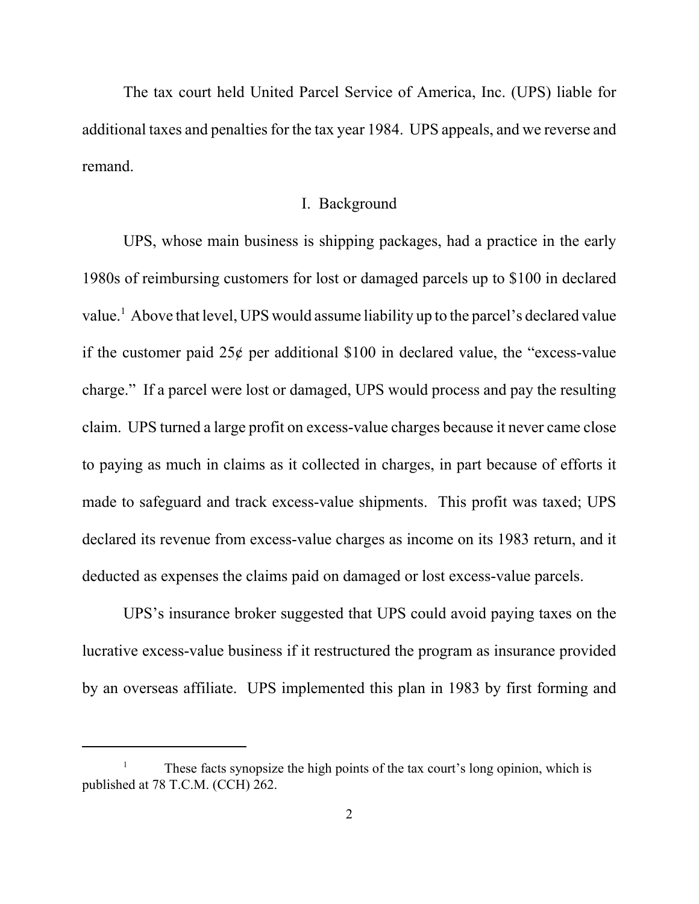The tax court held United Parcel Service of America, Inc. (UPS) liable for additional taxes and penalties for the tax year 1984. UPS appeals, and we reverse and remand.

## I. Background

UPS, whose main business is shipping packages, had a practice in the early 1980s of reimbursing customers for lost or damaged parcels up to $100 in declared value.[1] Above that level, UPS would assume liability up to the parcel's declared value if the customer paid 25¢ per additional $100 in declared value, the "excess-value charge." If a parcel were lost or damaged, UPS would process and pay the resulting claim. UPS turned a large profit on excess-value charges because it never came close to paying as much in claims as it collected in charges, in part because of efforts it made to safeguard and track excess-value shipments. This profit was taxed; UPS declared its revenue from excess-value charges as income on its 1983 return, and it deducted as expenses the claims paid on damaged or lost excess-value parcels.

UPS's insurance broker suggested that UPS could avoid paying taxes on the lucrative excess-value business if it restructured the program as insurance provided by an overseas affiliate. UPS implemented this plan in 1983 by first forming and

---

[1] These facts synopsize the high points of the tax court's long opinion, which is published at 78 T.C.M. (CCH) 262.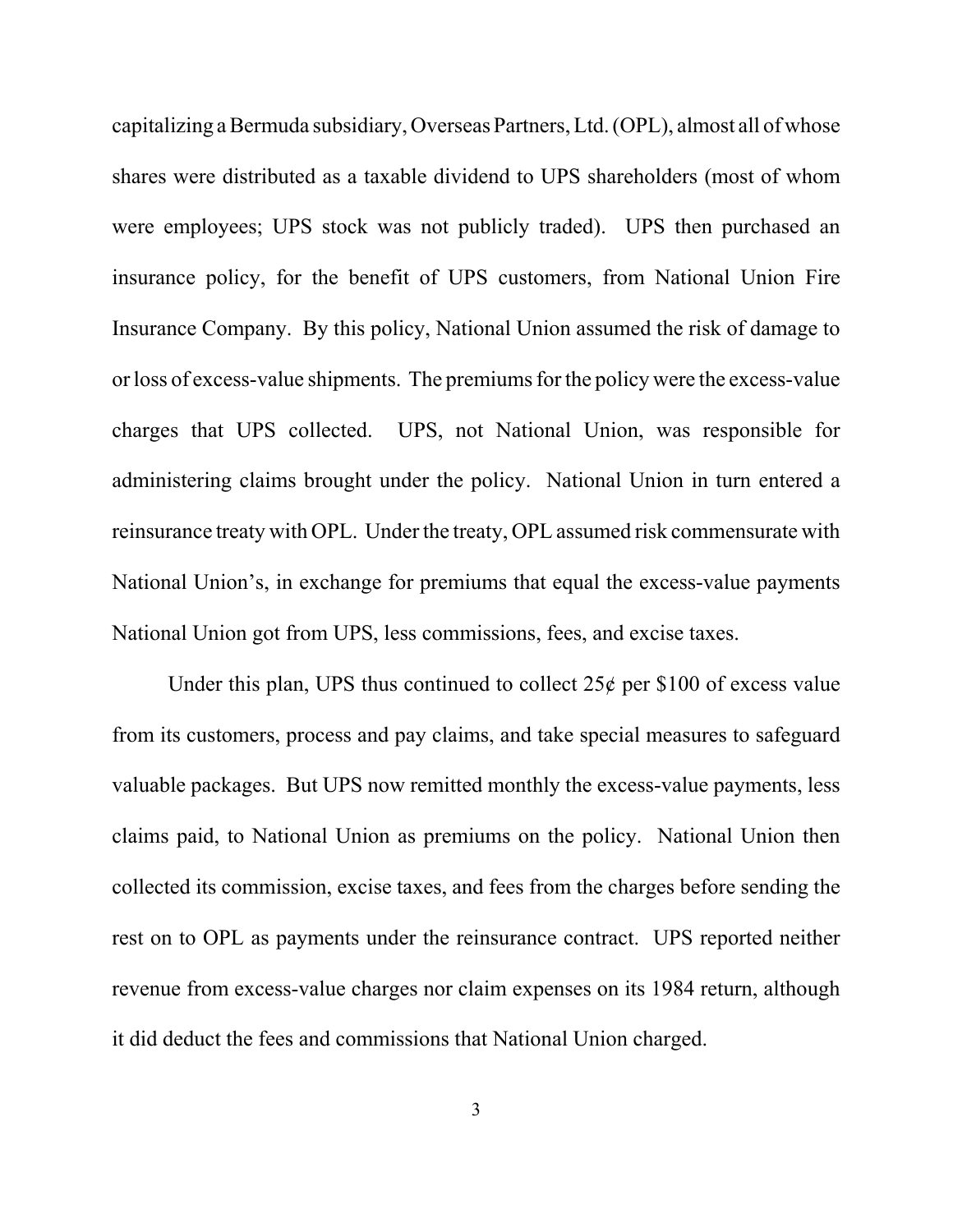capitalizing a Bermuda subsidiary, Overseas Partners, Ltd. (OPL), almost all of whose shares were distributed as a taxable dividend to UPS shareholders (most of whom were employees; UPS stock was not publicly traded). UPS then purchased an insurance policy, for the benefit of UPS customers, from National Union Fire Insurance Company. By this policy, National Union assumed the risk of damage to or loss of excess-value shipments. The premiums for the policy were the excess-value charges that UPS collected. UPS, not National Union, was responsible for administering claims brought under the policy. National Union in turn entered a reinsurance treaty with OPL. Under the treaty, OPL assumed risk commensurate with National Union's, in exchange for premiums that equal the excess-value payments National Union got from UPS, less commissions, fees, and excise taxes.

Under this plan, UPS thus continued to collect 25¢ per $100 of excess value from its customers, process and pay claims, and take special measures to safeguard valuable packages. But UPS now remitted monthly the excess-value payments, less claims paid, to National Union as premiums on the policy. National Union then collected its commission, excise taxes, and fees from the charges before sending the rest on to OPL as payments under the reinsurance contract. UPS reported neither revenue from excess-value charges nor claim expenses on its 1984 return, although it did deduct the fees and commissions that National Union charged.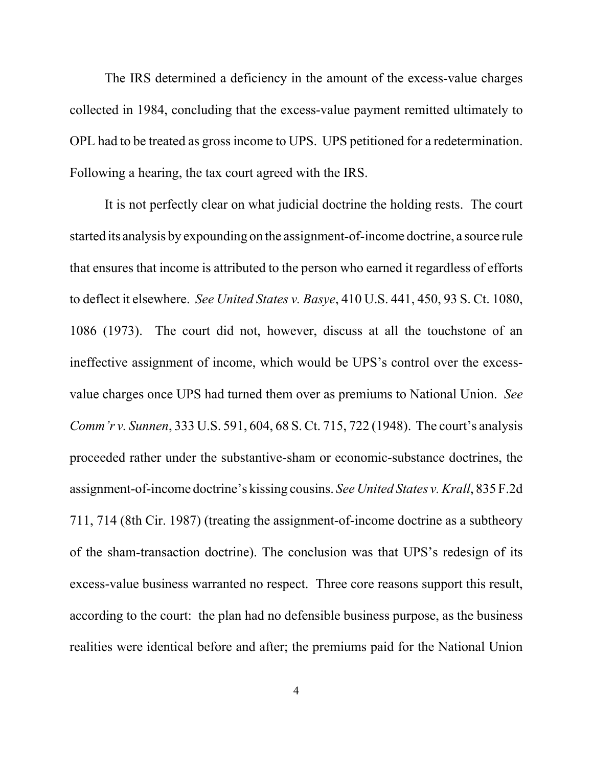The IRS determined a deficiency in the amount of the excess-value charges collected in 1984, concluding that the excess-value payment remitted ultimately to OPL had to be treated as gross income to UPS. UPS petitioned for a redetermination. Following a hearing, the tax court agreed with the IRS.

It is not perfectly clear on what judicial doctrine the holding rests. The court started its analysis by expounding on the assignment-of-income doctrine, a source rule that ensures that income is attributed to the person who earned it regardless of efforts to deflect it elsewhere. *See United States v. Basye*, 410 U.S. 441, 450, 93 S. Ct. 1080, 1086 (1973). The court did not, however, discuss at all the touchstone of an ineffective assignment of income, which would be UPS's control over the excess-value charges once UPS had turned them over as premiums to National Union. *See Comm'r v. Sunnen*, 333 U.S. 591, 604, 68 S. Ct. 715, 722 (1948). The court's analysis proceeded rather under the substantive-sham or economic-substance doctrines, the assignment-of-income doctrine's kissing cousins. *See United States v. Krall*, 835 F.2d 711, 714 (8th Cir. 1987) (treating the assignment-of-income doctrine as a subtheory of the sham-transaction doctrine). The conclusion was that UPS's redesign of its excess-value business warranted no respect. Three core reasons support this result, according to the court: the plan had no defensible business purpose, as the business realities were identical before and after; the premiums paid for the National Union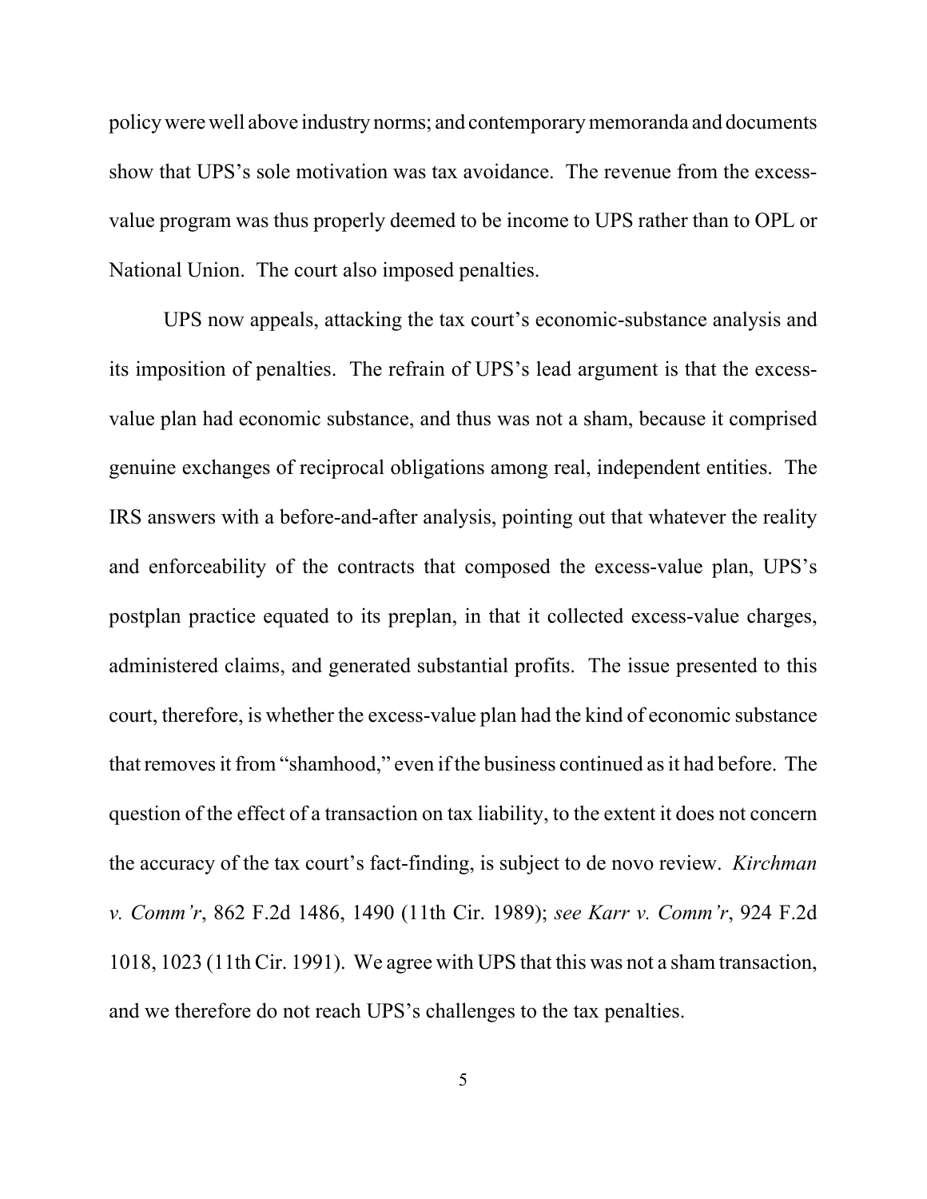policy were well above industry norms; and contemporary memoranda and documents show that UPS's sole motivation was tax avoidance. The revenue from the excess-value program was thus properly deemed to be income to UPS rather than to OPL or National Union. The court also imposed penalties.

UPS now appeals, attacking the tax court's economic-substance analysis and its imposition of penalties. The refrain of UPS's lead argument is that the excess-value plan had economic substance, and thus was not a sham, because it comprised genuine exchanges of reciprocal obligations among real, independent entities. The IRS answers with a before-and-after analysis, pointing out that whatever the reality and enforceability of the contracts that composed the excess-value plan, UPS's postplan practice equated to its preplan, in that it collected excess-value charges, administered claims, and generated substantial profits. The issue presented to this court, therefore, is whether the excess-value plan had the kind of economic substance that removes it from "shamhood," even if the business continued as it had before. The question of the effect of a transaction on tax liability, to the extent it does not concern the accuracy of the tax court's fact-finding, is subject to de novo review. *Kirchman v. Comm'r*, 862 F.2d 1486, 1490 (11th Cir. 1989); *see Karr v. Comm'r*, 924 F.2d 1018, 1023 (11th Cir. 1991). We agree with UPS that this was not a sham transaction, and we therefore do not reach UPS's challenges to the tax penalties.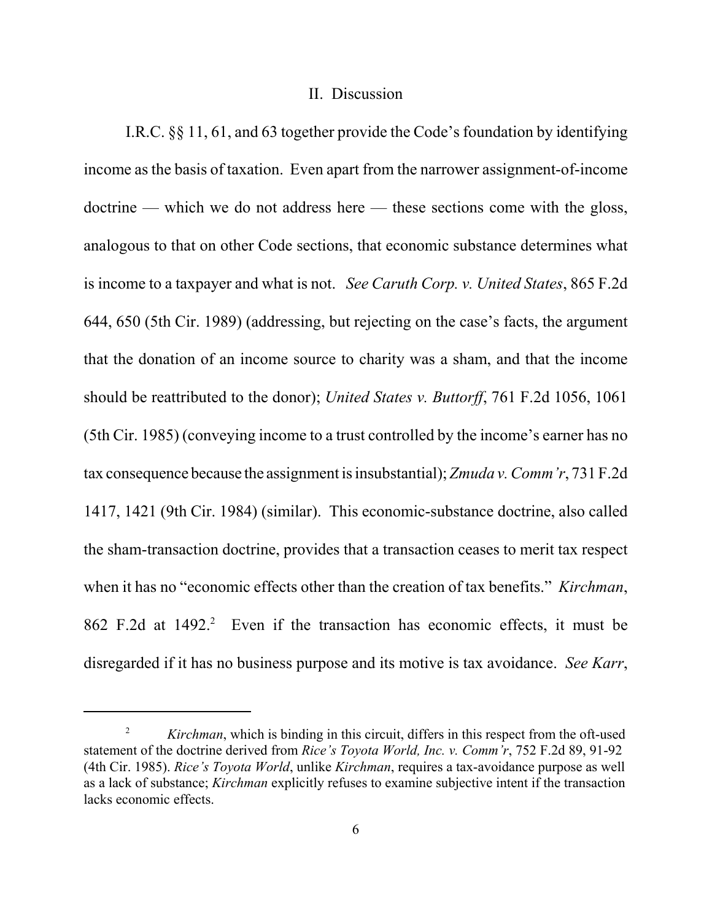## II. Discussion

I.R.C. §§ 11, 61, and 63 together provide the Code's foundation by identifying income as the basis of taxation. Even apart from the narrower assignment-of-income doctrine — which we do not address here — these sections come with the gloss, analogous to that on other Code sections, that economic substance determines what is income to a taxpayer and what is not. *See Caruth Corp. v. United States*, 865 F.2d 644, 650 (5th Cir. 1989) (addressing, but rejecting on the case's facts, the argument that the donation of an income source to charity was a sham, and that the income should be reattributed to the donor); *United States v. Buttorff*, 761 F.2d 1056, 1061 (5th Cir. 1985) (conveying income to a trust controlled by the income's earner has no tax consequence because the assignment is insubstantial); *Zmuda v. Comm'r*, 731 F.2d 1417, 1421 (9th Cir. 1984) (similar). This economic-substance doctrine, also called the sham-transaction doctrine, provides that a transaction ceases to merit tax respect when it has no "economic effects other than the creation of tax benefits." *Kirchman*, 862 F.2d at 1492.[2] Even if the transaction has economic effects, it must be disregarded if it has no business purpose and its motive is tax avoidance. *See Karr*,

---

[2] *Kirchman*, which is binding in this circuit, differs in this respect from the oft-used statement of the doctrine derived from *Rice's Toyota World, Inc. v. Comm'r*, 752 F.2d 89, 91-92 (4th Cir. 1985). *Rice's Toyota World*, unlike *Kirchman*, requires a tax-avoidance purpose as well as a lack of substance; *Kirchman* explicitly refuses to examine subjective intent if the transaction lacks economic effects.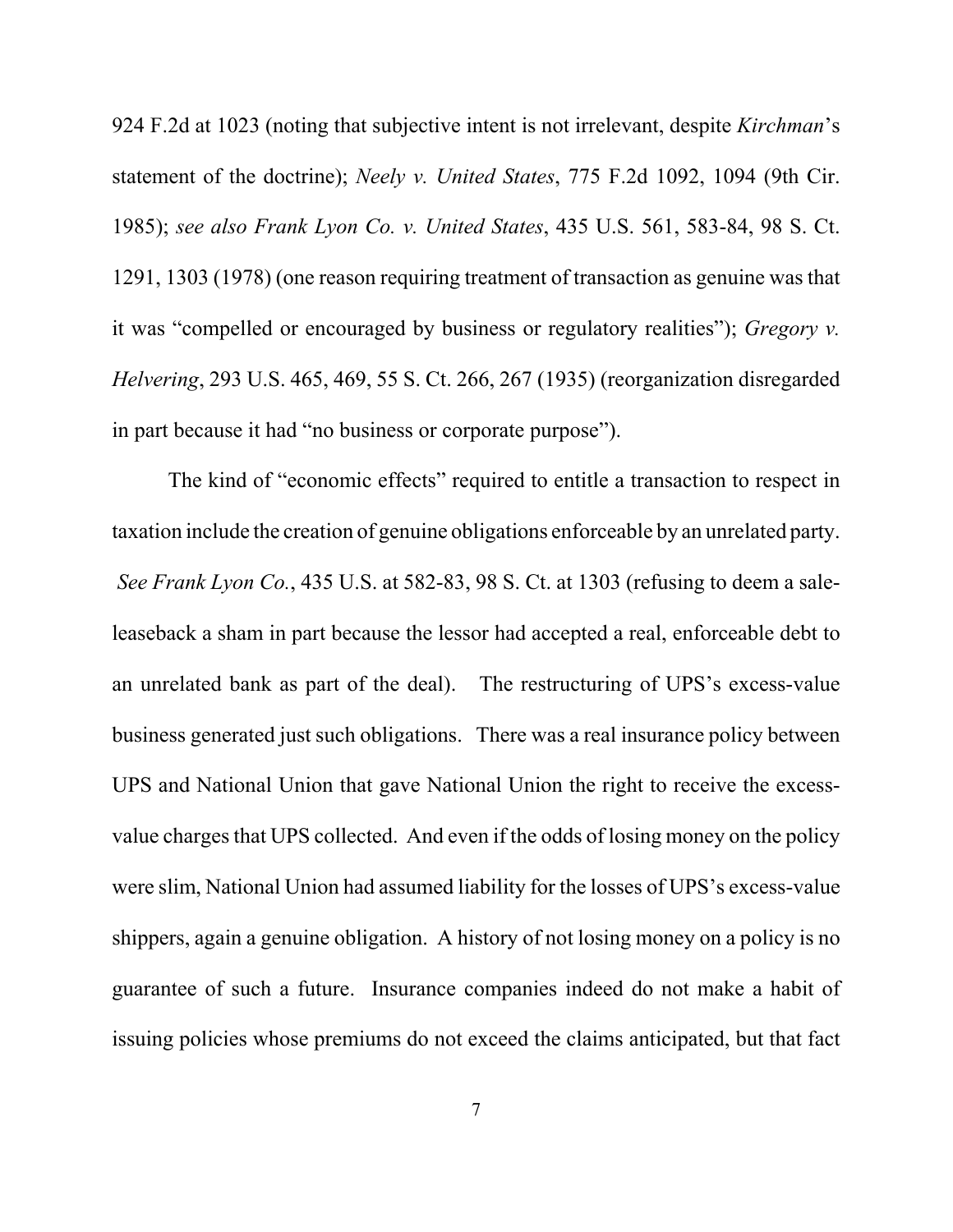924 F.2d at 1023 (noting that subjective intent is not irrelevant, despite *Kirchman*'s statement of the doctrine); *Neely v. United States*, 775 F.2d 1092, 1094 (9th Cir. 1985); *see also Frank Lyon Co. v. United States*, 435 U.S. 561, 583-84, 98 S. Ct. 1291, 1303 (1978) (one reason requiring treatment of transaction as genuine was that it was "compelled or encouraged by business or regulatory realities"); *Gregory v. Helvering*, 293 U.S. 465, 469, 55 S. Ct. 266, 267 (1935) (reorganization disregarded in part because it had "no business or corporate purpose").

The kind of "economic effects" required to entitle a transaction to respect in taxation include the creation of genuine obligations enforceable by an unrelated party. *See Frank Lyon Co.*, 435 U.S. at 582-83, 98 S. Ct. at 1303 (refusing to deem a sale-leaseback a sham in part because the lessor had accepted a real, enforceable debt to an unrelated bank as part of the deal). The restructuring of UPS's excess-value business generated just such obligations. There was a real insurance policy between UPS and National Union that gave National Union the right to receive the excess-value charges that UPS collected. And even if the odds of losing money on the policy were slim, National Union had assumed liability for the losses of UPS's excess-value shippers, again a genuine obligation. A history of not losing money on a policy is no guarantee of such a future. Insurance companies indeed do not make a habit of issuing policies whose premiums do not exceed the claims anticipated, but that fact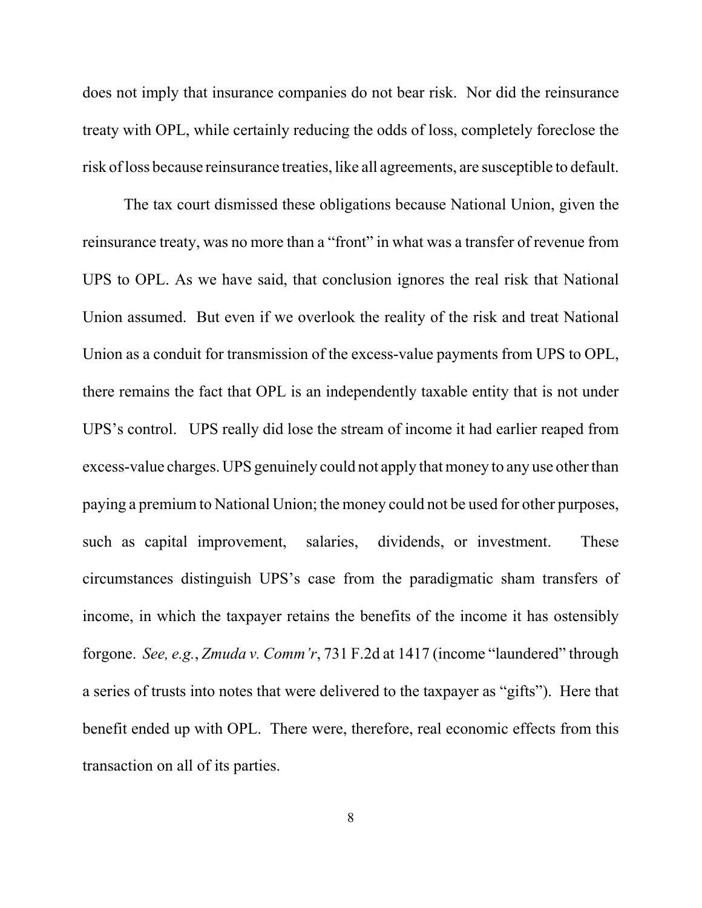does not imply that insurance companies do not bear risk. Nor did the reinsurance treaty with OPL, while certainly reducing the odds of loss, completely foreclose the risk of loss because reinsurance treaties, like all agreements, are susceptible to default.

The tax court dismissed these obligations because National Union, given the reinsurance treaty, was no more than a "front" in what was a transfer of revenue from UPS to OPL. As we have said, that conclusion ignores the real risk that National Union assumed. But even if we overlook the reality of the risk and treat National Union as a conduit for transmission of the excess-value payments from UPS to OPL, there remains the fact that OPL is an independently taxable entity that is not under UPS's control. UPS really did lose the stream of income it had earlier reaped from excess-value charges. UPS genuinely could not apply that money to any use other than paying a premium to National Union; the money could not be used for other purposes, such as capital improvement, salaries, dividends, or investment. These circumstances distinguish UPS's case from the paradigmatic sham transfers of income, in which the taxpayer retains the benefits of the income it has ostensibly forgone. *See, e.g.*, *Zmuda v. Comm'r*, 731 F.2d at 1417 (income "laundered" through a series of trusts into notes that were delivered to the taxpayer as "gifts"). Here that benefit ended up with OPL. There were, therefore, real economic effects from this transaction on all of its parties.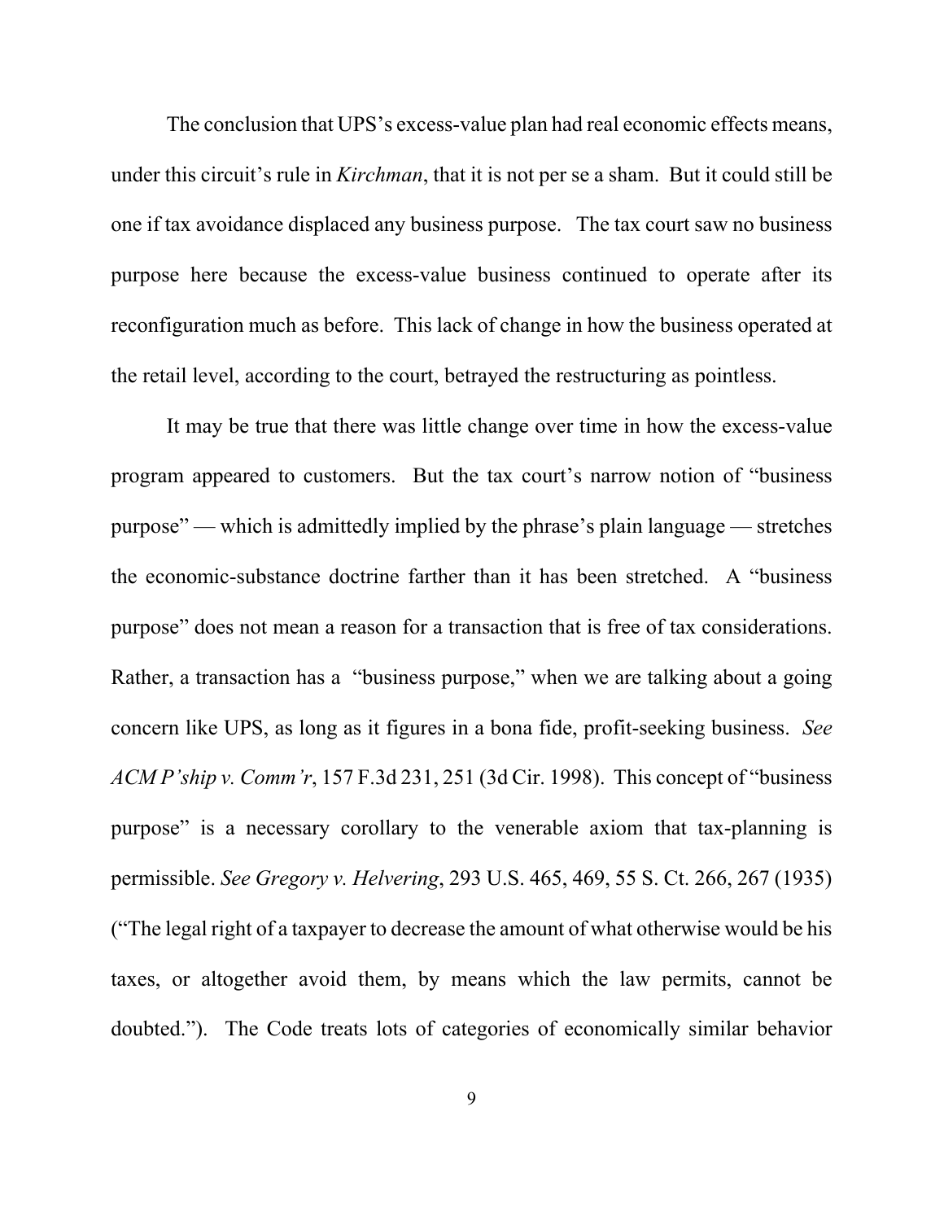The conclusion that UPS's excess-value plan had real economic effects means, under this circuit's rule in *Kirchman*, that it is not per se a sham. But it could still be one if tax avoidance displaced any business purpose. The tax court saw no business purpose here because the excess-value business continued to operate after its reconfiguration much as before. This lack of change in how the business operated at the retail level, according to the court, betrayed the restructuring as pointless.

It may be true that there was little change over time in how the excess-value program appeared to customers. But the tax court's narrow notion of "business purpose" — which is admittedly implied by the phrase's plain language — stretches the economic-substance doctrine farther than it has been stretched. A "business purpose" does not mean a reason for a transaction that is free of tax considerations. Rather, a transaction has a "business purpose," when we are talking about a going concern like UPS, as long as it figures in a bona fide, profit-seeking business. *See ACM P'ship v. Comm'r*, 157 F.3d 231, 251 (3d Cir. 1998). This concept of "business purpose" is a necessary corollary to the venerable axiom that tax-planning is permissible. *See Gregory v. Helvering*, 293 U.S. 465, 469, 55 S. Ct. 266, 267 (1935) ("The legal right of a taxpayer to decrease the amount of what otherwise would be his taxes, or altogether avoid them, by means which the law permits, cannot be doubted."). The Code treats lots of categories of economically similar behavior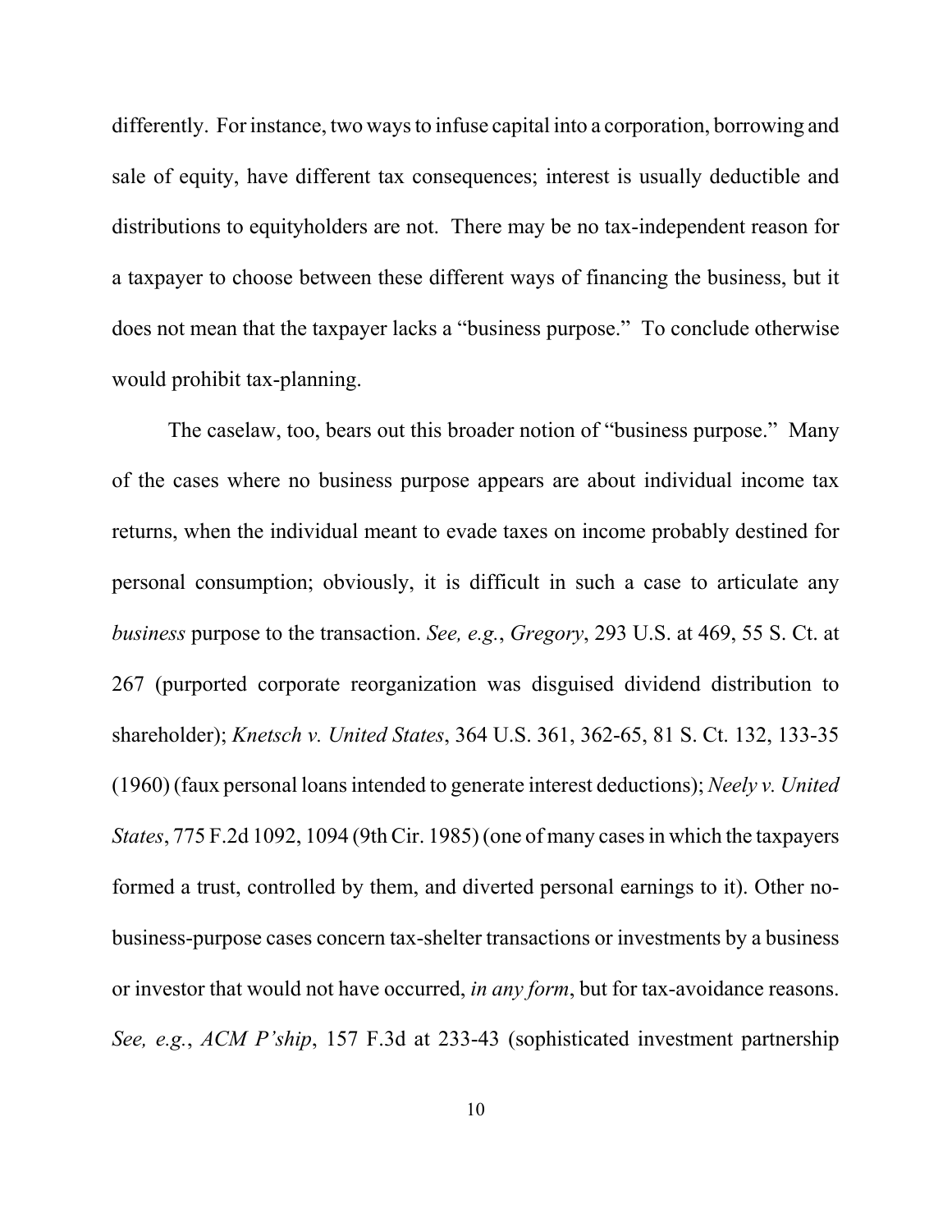differently. For instance, two ways to infuse capital into a corporation, borrowing and sale of equity, have different tax consequences; interest is usually deductible and distributions to equityholders are not. There may be no tax-independent reason for a taxpayer to choose between these different ways of financing the business, but it does not mean that the taxpayer lacks a "business purpose." To conclude otherwise would prohibit tax-planning.

The caselaw, too, bears out this broader notion of "business purpose." Many of the cases where no business purpose appears are about individual income tax returns, when the individual meant to evade taxes on income probably destined for personal consumption; obviously, it is difficult in such a case to articulate any *business* purpose to the transaction. *See, e.g.*, *Gregory*, 293 U.S. at 469, 55 S. Ct. at 267 (purported corporate reorganization was disguised dividend distribution to shareholder); *Knetsch v. United States*, 364 U.S. 361, 362-65, 81 S. Ct. 132, 133-35 (1960) (faux personal loans intended to generate interest deductions); *Neely v. United States*, 775 F.2d 1092, 1094 (9th Cir. 1985) (one of many cases in which the taxpayers formed a trust, controlled by them, and diverted personal earnings to it). Other no-business-purpose cases concern tax-shelter transactions or investments by a business or investor that would not have occurred, *in any form*, but for tax-avoidance reasons. *See, e.g.*, *ACM P'ship*, 157 F.3d at 233-43 (sophisticated investment partnership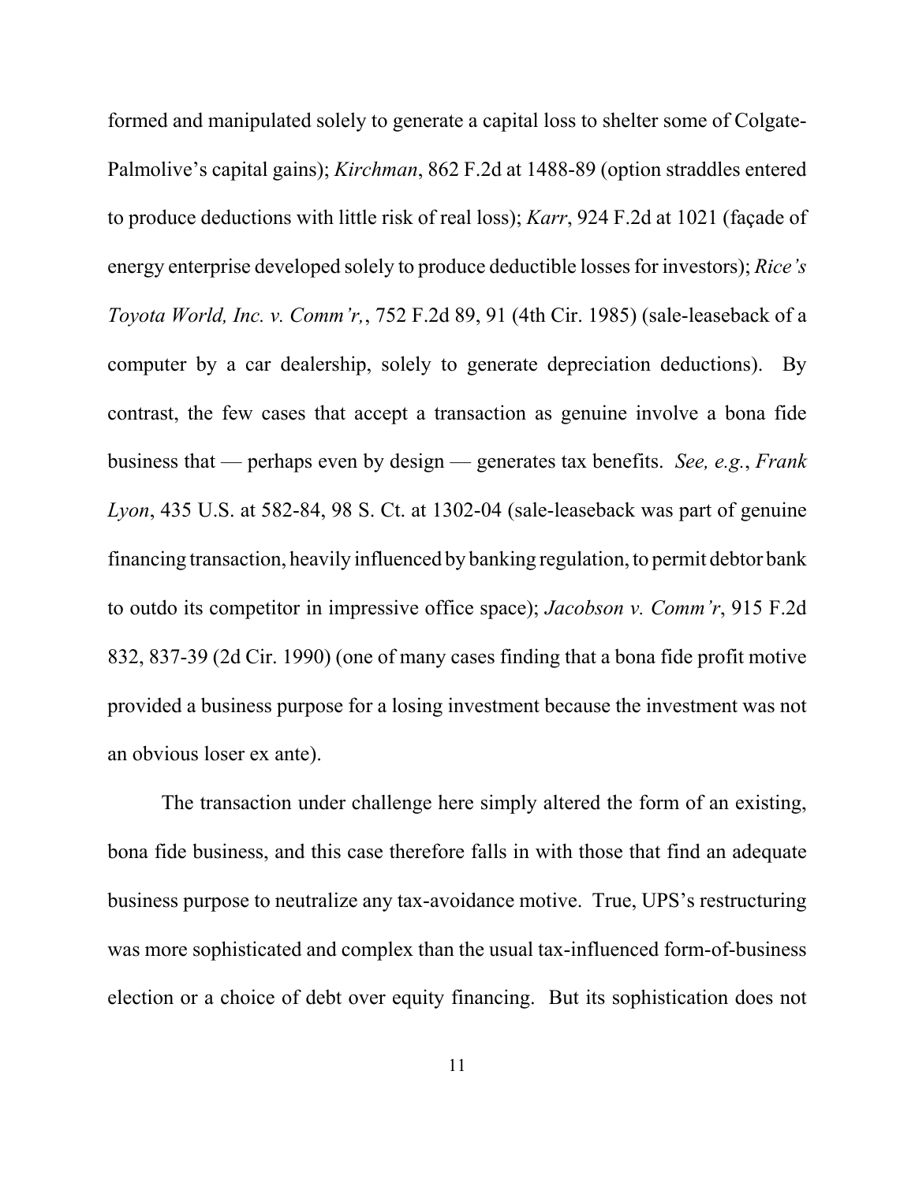formed and manipulated solely to generate a capital loss to shelter some of Colgate-Palmolive's capital gains); *Kirchman*, 862 F.2d at 1488-89 (option straddles entered to produce deductions with little risk of real loss); *Karr*, 924 F.2d at 1021 (façade of energy enterprise developed solely to produce deductible losses for investors); *Rice's Toyota World, Inc. v. Comm'r,*, 752 F.2d 89, 91 (4th Cir. 1985) (sale-leaseback of a computer by a car dealership, solely to generate depreciation deductions). By contrast, the few cases that accept a transaction as genuine involve a bona fide business that — perhaps even by design — generates tax benefits. *See, e.g.*, *Frank Lyon*, 435 U.S. at 582-84, 98 S. Ct. at 1302-04 (sale-leaseback was part of genuine financing transaction, heavily influenced by banking regulation, to permit debtor bank to outdo its competitor in impressive office space); *Jacobson v. Comm'r*, 915 F.2d 832, 837-39 (2d Cir. 1990) (one of many cases finding that a bona fide profit motive provided a business purpose for a losing investment because the investment was not an obvious loser ex ante).

The transaction under challenge here simply altered the form of an existing, bona fide business, and this case therefore falls in with those that find an adequate business purpose to neutralize any tax-avoidance motive. True, UPS's restructuring was more sophisticated and complex than the usual tax-influenced form-of-business election or a choice of debt over equity financing. But its sophistication does not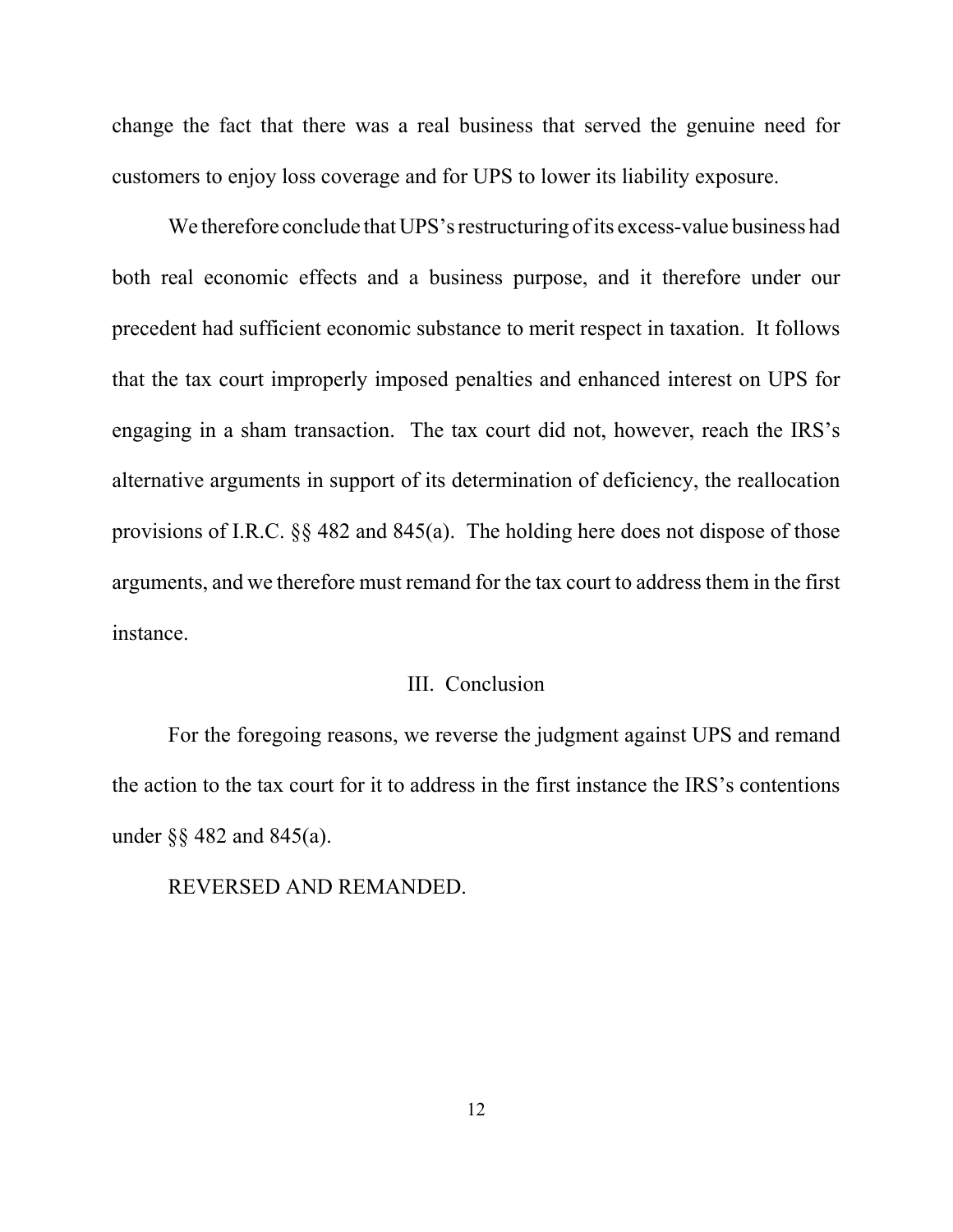change the fact that there was a real business that served the genuine need for customers to enjoy loss coverage and for UPS to lower its liability exposure.

We therefore conclude that UPS's restructuring of its excess-value business had both real economic effects and a business purpose, and it therefore under our precedent had sufficient economic substance to merit respect in taxation. It follows that the tax court improperly imposed penalties and enhanced interest on UPS for engaging in a sham transaction. The tax court did not, however, reach the IRS's alternative arguments in support of its determination of deficiency, the reallocation provisions of I.R.C. §§ 482 and 845(a). The holding here does not dispose of those arguments, and we therefore must remand for the tax court to address them in the first instance.

## III. Conclusion

For the foregoing reasons, we reverse the judgment against UPS and remand the action to the tax court for it to address in the first instance the IRS's contentions under §§ 482 and 845(a).

REVERSED AND REMANDED.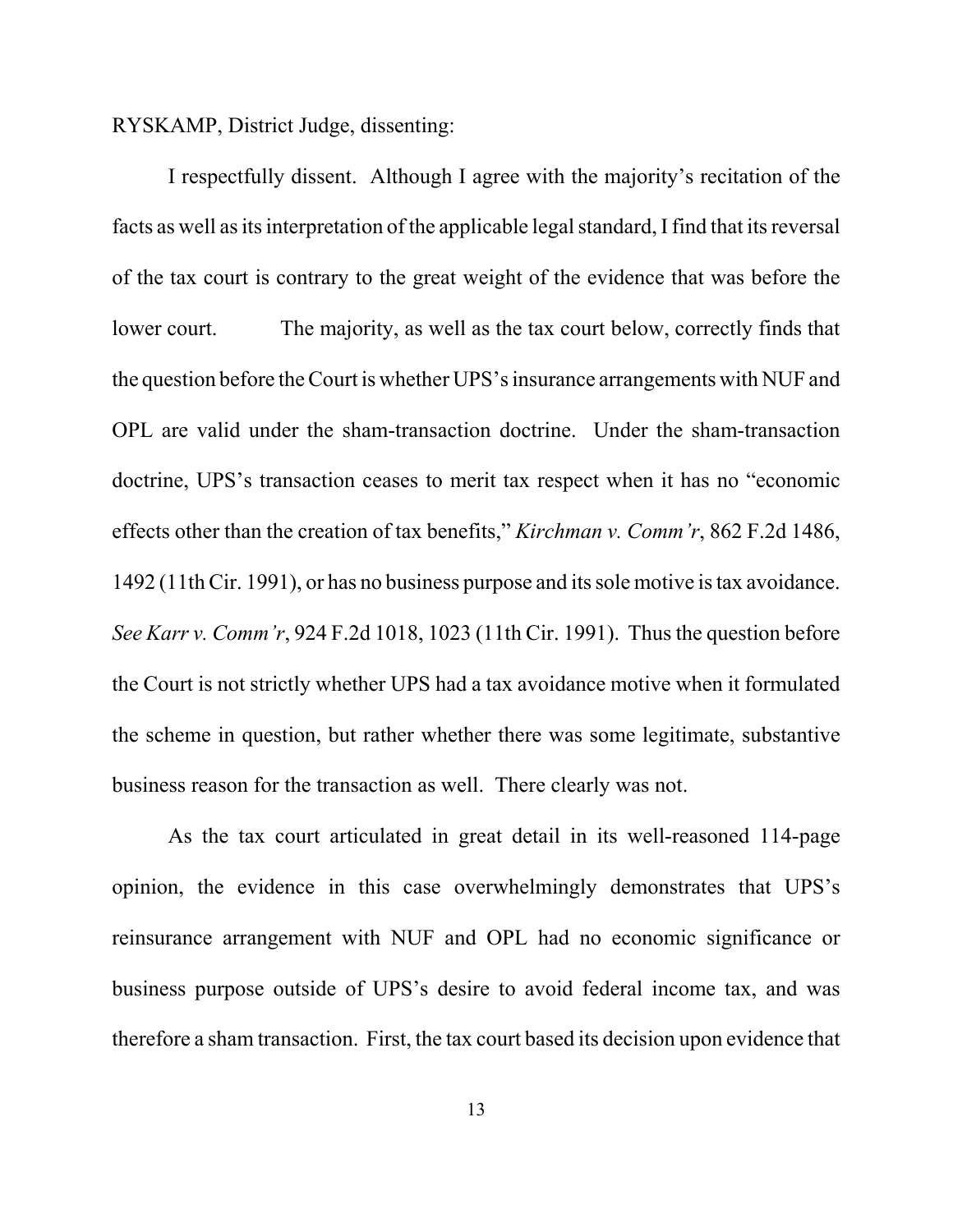RYSKAMP, District Judge, dissenting:

I respectfully dissent. Although I agree with the majority's recitation of the facts as well as its interpretation of the applicable legal standard, I find that its reversal of the tax court is contrary to the great weight of the evidence that was before the lower court. The majority, as well as the tax court below, correctly finds that the question before the Court is whether UPS's insurance arrangements with NUF and OPL are valid under the sham-transaction doctrine. Under the sham-transaction doctrine, UPS's transaction ceases to merit tax respect when it has no "economic effects other than the creation of tax benefits," *Kirchman v. Comm'r*, 862 F.2d 1486, 1492 (11th Cir. 1991), or has no business purpose and its sole motive is tax avoidance. *See Karr v. Comm'r*, 924 F.2d 1018, 1023 (11th Cir. 1991). Thus the question before the Court is not strictly whether UPS had a tax avoidance motive when it formulated the scheme in question, but rather whether there was some legitimate, substantive business reason for the transaction as well. There clearly was not.

As the tax court articulated in great detail in its well-reasoned 114-page opinion, the evidence in this case overwhelmingly demonstrates that UPS's reinsurance arrangement with NUF and OPL had no economic significance or business purpose outside of UPS's desire to avoid federal income tax, and was therefore a sham transaction. First, the tax court based its decision upon evidence that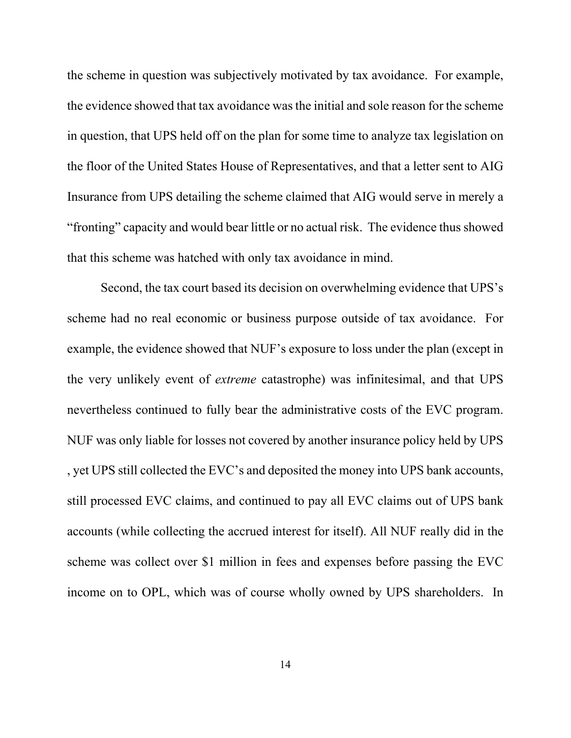the scheme in question was subjectively motivated by tax avoidance. For example, the evidence showed that tax avoidance was the initial and sole reason for the scheme in question, that UPS held off on the plan for some time to analyze tax legislation on the floor of the United States House of Representatives, and that a letter sent to AIG Insurance from UPS detailing the scheme claimed that AIG would serve in merely a "fronting" capacity and would bear little or no actual risk. The evidence thus showed that this scheme was hatched with only tax avoidance in mind.

Second, the tax court based its decision on overwhelming evidence that UPS's scheme had no real economic or business purpose outside of tax avoidance. For example, the evidence showed that NUF's exposure to loss under the plan (except in the very unlikely event of *extreme* catastrophe) was infinitesimal, and that UPS nevertheless continued to fully bear the administrative costs of the EVC program. NUF was only liable for losses not covered by another insurance policy held by UPS , yet UPS still collected the EVC's and deposited the money into UPS bank accounts, still processed EVC claims, and continued to pay all EVC claims out of UPS bank accounts (while collecting the accrued interest for itself). All NUF really did in the scheme was collect over $1 million in fees and expenses before passing the EVC income on to OPL, which was of course wholly owned by UPS shareholders. In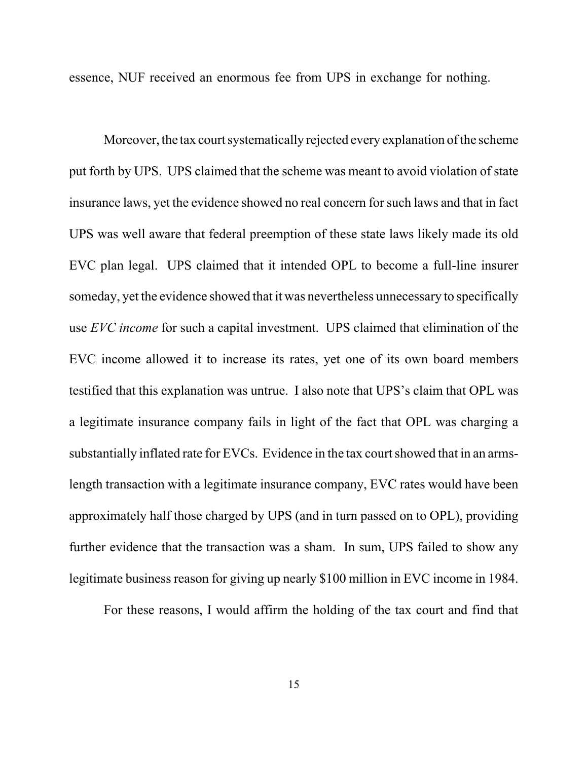essence, NUF received an enormous fee from UPS in exchange for nothing.

Moreover, the tax court systematically rejected every explanation of the scheme put forth by UPS. UPS claimed that the scheme was meant to avoid violation of state insurance laws, yet the evidence showed no real concern for such laws and that in fact UPS was well aware that federal preemption of these state laws likely made its old EVC plan legal. UPS claimed that it intended OPL to become a full-line insurer someday, yet the evidence showed that it was nevertheless unnecessary to specifically use *EVC income* for such a capital investment. UPS claimed that elimination of the EVC income allowed it to increase its rates, yet one of its own board members testified that this explanation was untrue. I also note that UPS's claim that OPL was a legitimate insurance company fails in light of the fact that OPL was charging a substantially inflated rate for EVCs. Evidence in the tax court showed that in an arms-length transaction with a legitimate insurance company, EVC rates would have been approximately half those charged by UPS (and in turn passed on to OPL), providing further evidence that the transaction was a sham. In sum, UPS failed to show any legitimate business reason for giving up nearly $100 million in EVC income in 1984.

For these reasons, I would affirm the holding of the tax court and find that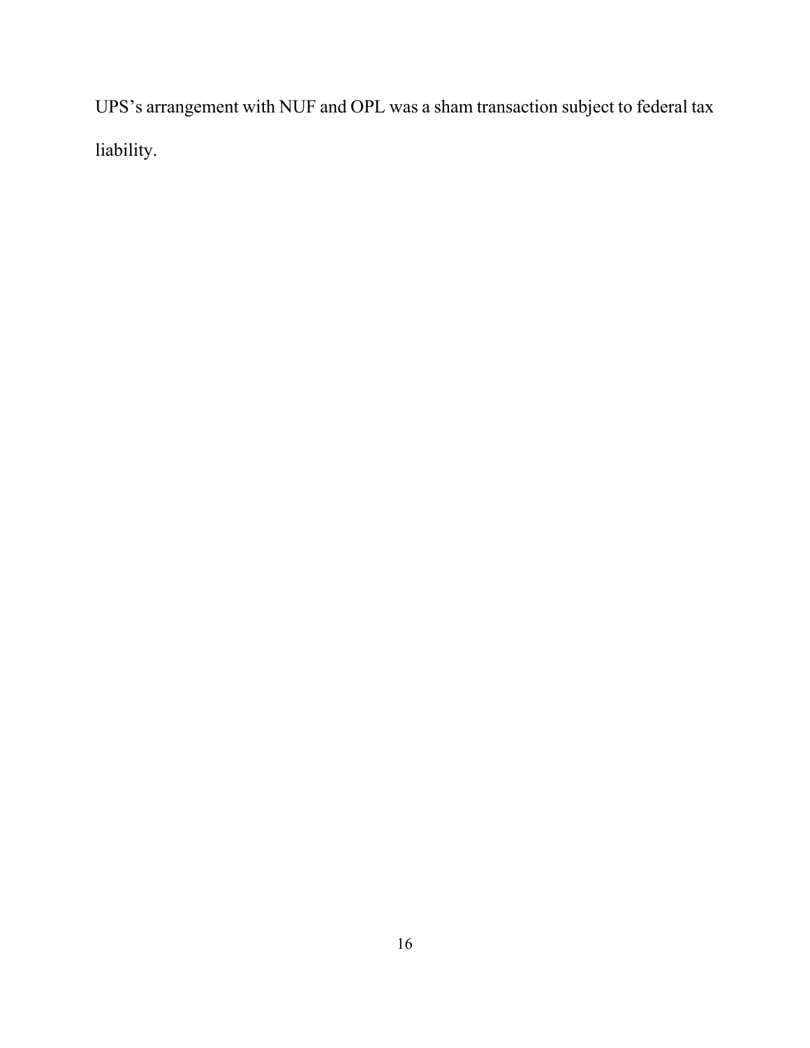UPS's arrangement with NUF and OPL was a sham transaction subject to federal tax liability.